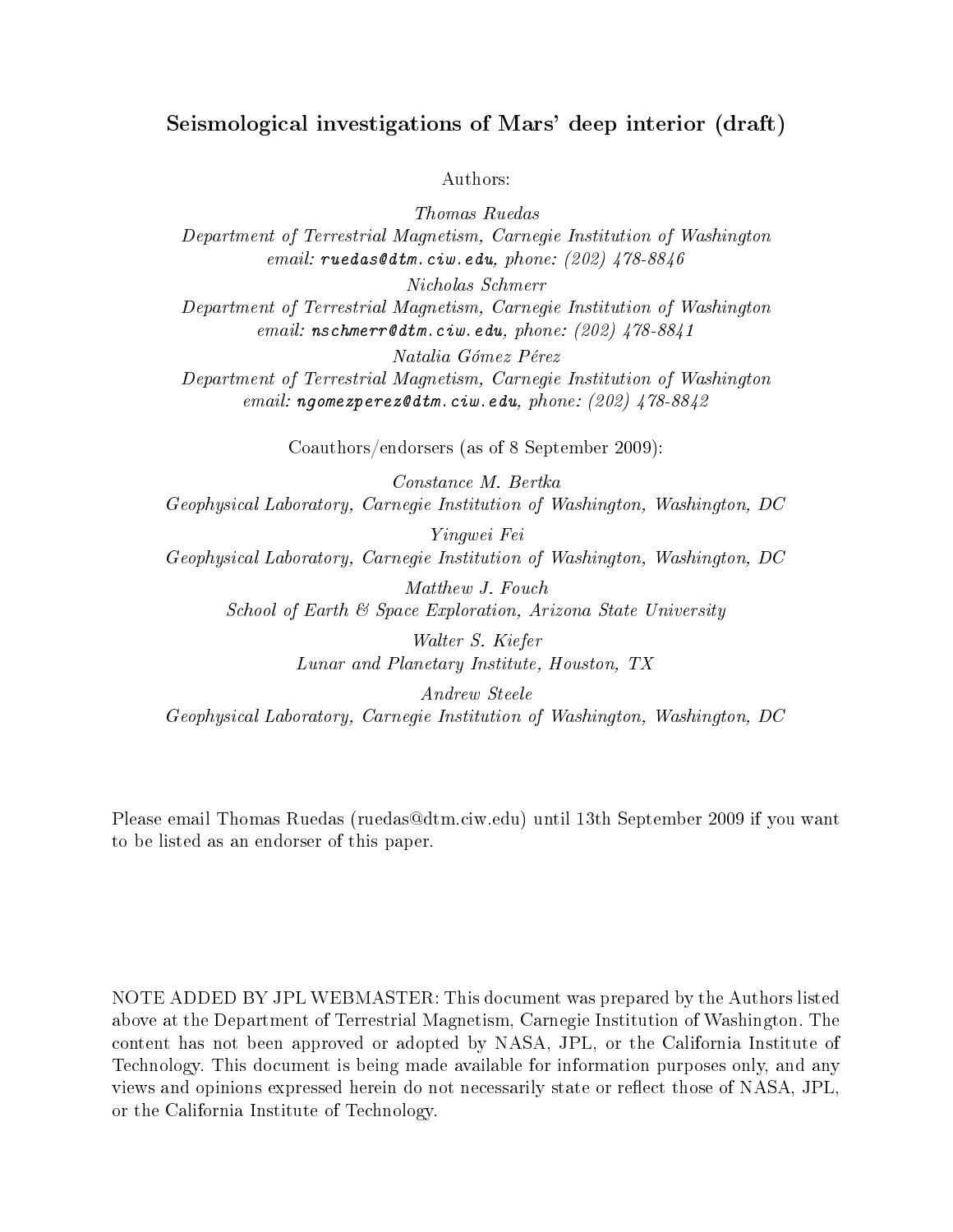# Seismological investigations of Mars' deep interior (draft)

Authors:

*Thomas Ruedas*
*Department of Terrestrial Magnetism, Carnegie Institution of Washington*
*email:* `ruedas@dtm.ciw.edu`*, phone: (202) 478-8846*

*Nicholas Schmerr*
*Department of Terrestrial Magnetism, Carnegie Institution of Washington*
*email:* `nschmerr@dtm.ciw.edu`*, phone: (202) 478-8841*

*Natalia Gómez Pérez*
*Department of Terrestrial Magnetism, Carnegie Institution of Washington*
*email:* `ngomezperez@dtm.ciw.edu`*, phone: (202) 478-8842*

Coauthors/endorsers (as of 8 September 2009):

*Constance M. Bertka*
*Geophysical Laboratory, Carnegie Institution of Washington, Washington, DC*

*Yingwei Fei*
*Geophysical Laboratory, Carnegie Institution of Washington, Washington, DC*

*Matthew J. Fouch*
*School of Earth & Space Exploration, Arizona State University*

*Walter S. Kiefer*
*Lunar and Planetary Institute, Houston, TX*

*Andrew Steele*
*Geophysical Laboratory, Carnegie Institution of Washington, Washington, DC*

Please email Thomas Ruedas (ruedas@dtm.ciw.edu) until 13th September 2009 if you want to be listed as an endorser of this paper.

NOTE ADDED BY JPL WEBMASTER: This document was prepared by the Authors listed above at the Department of Terrestrial Magnetism, Carnegie Institution of Washington. The content has not been approved or adopted by NASA, JPL, or the California Institute of Technology. This document is being made available for information purposes only, and any views and opinions expressed herein do not necessarily state or reflect those of NASA, JPL, or the California Institute of Technology.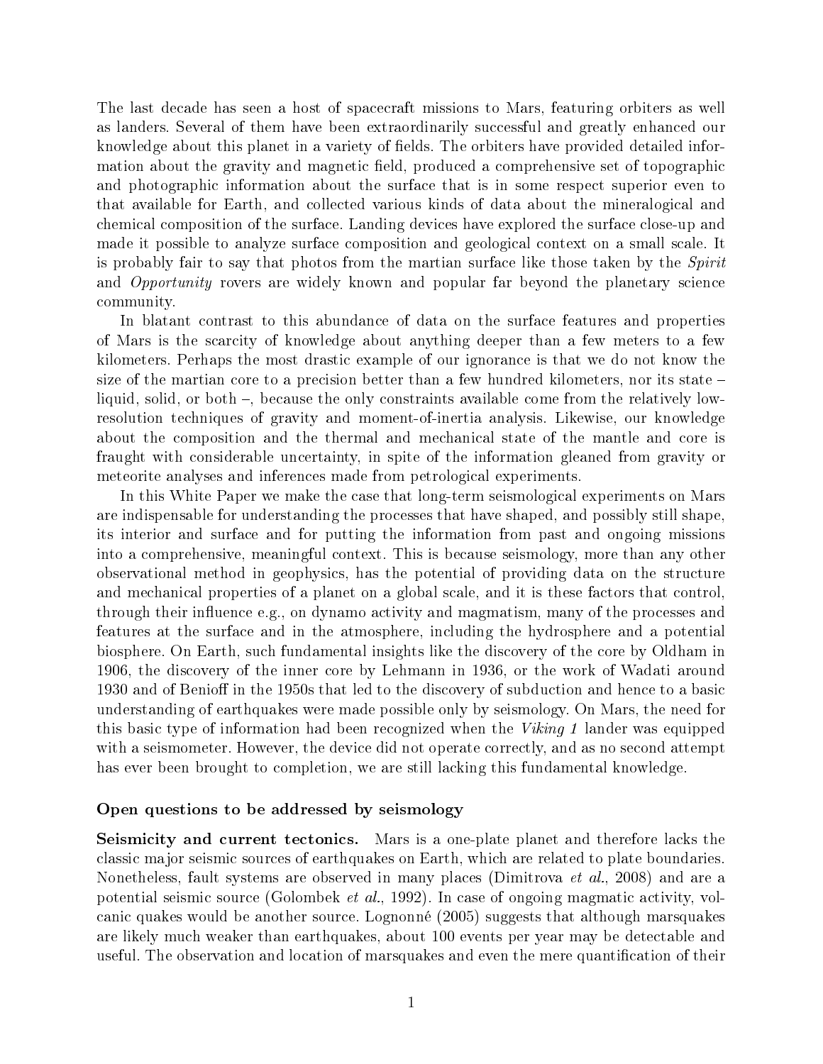The last decade has seen a host of spacecraft missions to Mars, featuring orbiters as well as landers. Several of them have been extraordinarily successful and greatly enhanced our knowledge about this planet in a variety of fields. The orbiters have provided detailed information about the gravity and magnetic field, produced a comprehensive set of topographic and photographic information about the surface that is in some respect superior even to that available for Earth, and collected various kinds of data about the mineralogical and chemical composition of the surface. Landing devices have explored the surface close-up and made it possible to analyze surface composition and geological context on a small scale. It is probably fair to say that photos from the martian surface like those taken by the *Spirit* and *Opportunity* rovers are widely known and popular far beyond the planetary science community.

In blatant contrast to this abundance of data on the surface features and properties of Mars is the scarcity of knowledge about anything deeper than a few meters to a few kilometers. Perhaps the most drastic example of our ignorance is that we do not know the size of the martian core to a precision better than a few hundred kilometers, nor its state – liquid, solid, or both –, because the only constraints available come from the relatively low-resolution techniques of gravity and moment-of-inertia analysis. Likewise, our knowledge about the composition and the thermal and mechanical state of the mantle and core is fraught with considerable uncertainty, in spite of the information gleaned from gravity or meteorite analyses and inferences made from petrological experiments.

In this White Paper we make the case that long-term seismological experiments on Mars are indispensable for understanding the processes that have shaped, and possibly still shape, its interior and surface and for putting the information from past and ongoing missions into a comprehensive, meaningful context. This is because seismology, more than any other observational method in geophysics, has the potential of providing data on the structure and mechanical properties of a planet on a global scale, and it is these factors that control, through their influence e.g., on dynamo activity and magmatism, many of the processes and features at the surface and in the atmosphere, including the hydrosphere and a potential biosphere. On Earth, such fundamental insights like the discovery of the core by Oldham in 1906, the discovery of the inner core by Lehmann in 1936, or the work of Wadati around 1930 and of Benioff in the 1950s that led to the discovery of subduction and hence to a basic understanding of earthquakes were made possible only by seismology. On Mars, the need for this basic type of information had been recognized when the *Viking 1* lander was equipped with a seismometer. However, the device did not operate correctly, and as no second attempt has ever been brought to completion, we are still lacking this fundamental knowledge.

## Open questions to be addressed by seismology

**Seismicity and current tectonics.** Mars is a one-plate planet and therefore lacks the classic major seismic sources of earthquakes on Earth, which are related to plate boundaries. Nonetheless, fault systems are observed in many places (Dimitrova *et al.*, 2008) and are a potential seismic source (Golombek *et al.*, 1992). In case of ongoing magmatic activity, volcanic quakes would be another source. Lognonné (2005) suggests that although marsquakes are likely much weaker than earthquakes, about 100 events per year may be detectable and useful. The observation and location of marsquakes and even the mere quantification of their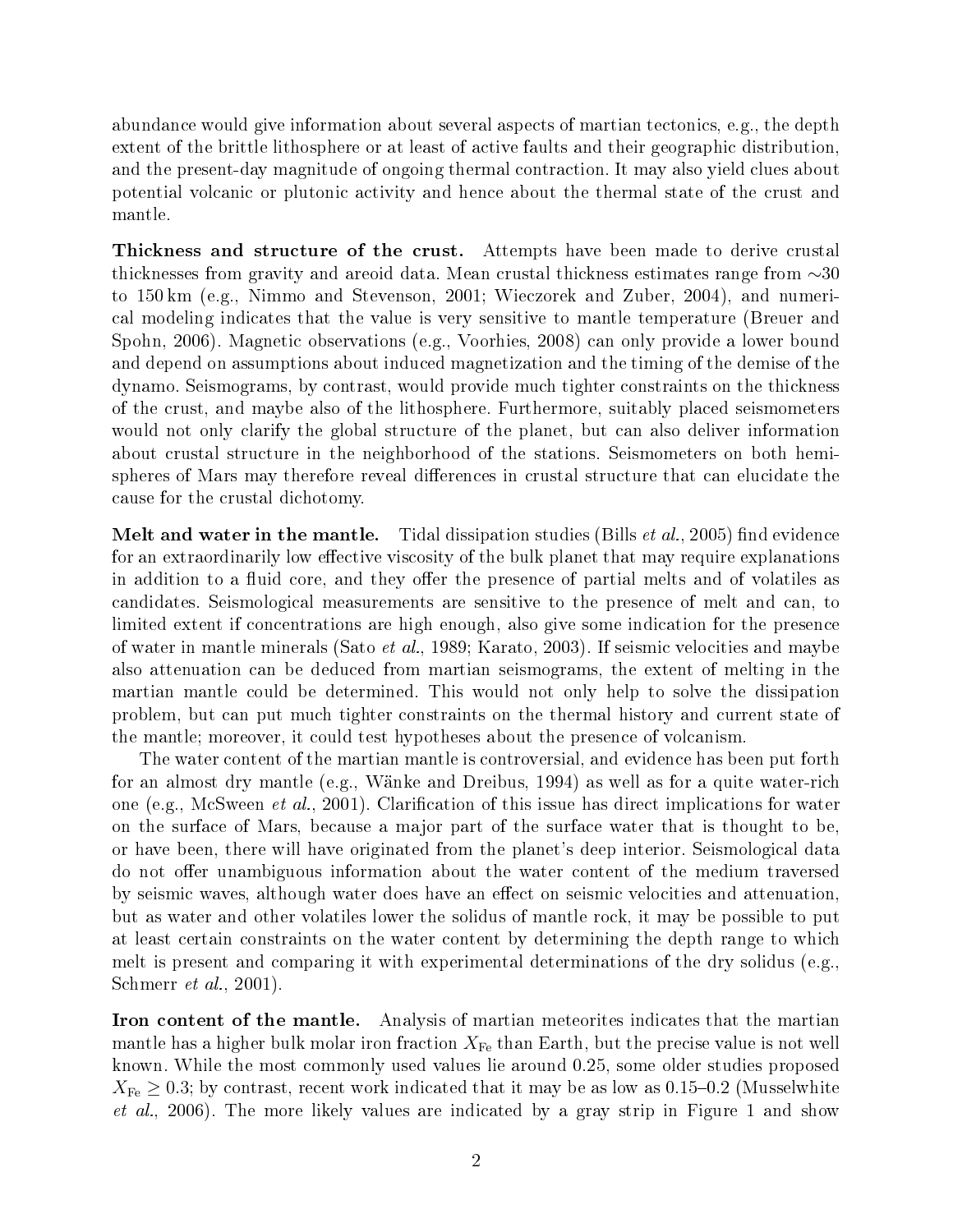abundance would give information about several aspects of martian tectonics, e.g., the depth extent of the brittle lithosphere or at least of active faults and their geographic distribution, and the present-day magnitude of ongoing thermal contraction. It may also yield clues about potential volcanic or plutonic activity and hence about the thermal state of the crust and mantle.

**Thickness and structure of the crust.** Attempts have been made to derive crustal thicknesses from gravity and areoid data. Mean crustal thickness estimates range from ∼30 to 150 km (e.g., Nimmo and Stevenson, 2001; Wieczorek and Zuber, 2004), and numerical modeling indicates that the value is very sensitive to mantle temperature (Breuer and Spohn, 2006). Magnetic observations (e.g., Voorhies, 2008) can only provide a lower bound and depend on assumptions about induced magnetization and the timing of the demise of the dynamo. Seismograms, by contrast, would provide much tighter constraints on the thickness of the crust, and maybe also of the lithosphere. Furthermore, suitably placed seismometers would not only clarify the global structure of the planet, but can also deliver information about crustal structure in the neighborhood of the stations. Seismometers on both hemispheres of Mars may therefore reveal differences in crustal structure that can elucidate the cause for the crustal dichotomy.

**Melt and water in the mantle.** Tidal dissipation studies (Bills *et al.*, 2005) find evidence for an extraordinarily low effective viscosity of the bulk planet that may require explanations in addition to a fluid core, and they offer the presence of partial melts and of volatiles as candidates. Seismological measurements are sensitive to the presence of melt and can, to limited extent if concentrations are high enough, also give some indication for the presence of water in mantle minerals (Sato *et al.*, 1989; Karato, 2003). If seismic velocities and maybe also attenuation can be deduced from martian seismograms, the extent of melting in the martian mantle could be determined. This would not only help to solve the dissipation problem, but can put much tighter constraints on the thermal history and current state of the mantle; moreover, it could test hypotheses about the presence of volcanism.

The water content of the martian mantle is controversial, and evidence has been put forth for an almost dry mantle (e.g., Wänke and Dreibus, 1994) as well as for a quite water-rich one (e.g., McSween *et al.*, 2001). Clarification of this issue has direct implications for water on the surface of Mars, because a major part of the surface water that is thought to be, or have been, there will have originated from the planet's deep interior. Seismological data do not offer unambiguous information about the water content of the medium traversed by seismic waves, although water does have an effect on seismic velocities and attenuation, but as water and other volatiles lower the solidus of mantle rock, it may be possible to put at least certain constraints on the water content by determining the depth range to which melt is present and comparing it with experimental determinations of the dry solidus (e.g., Schmerr *et al.*, 2001).

**Iron content of the mantle.** Analysis of martian meteorites indicates that the martian mantle has a higher bulk molar iron fraction $X_{\mathrm{Fe}}$ than Earth, but the precise value is not well known. While the most commonly used values lie around 0.25, some older studies proposed $X_{\mathrm{Fe}} \geq 0.3$; by contrast, recent work indicated that it may be as low as 0.15–0.2 (Musselwhite *et al.*, 2006). The more likely values are indicated by a gray strip in Figure 1 and show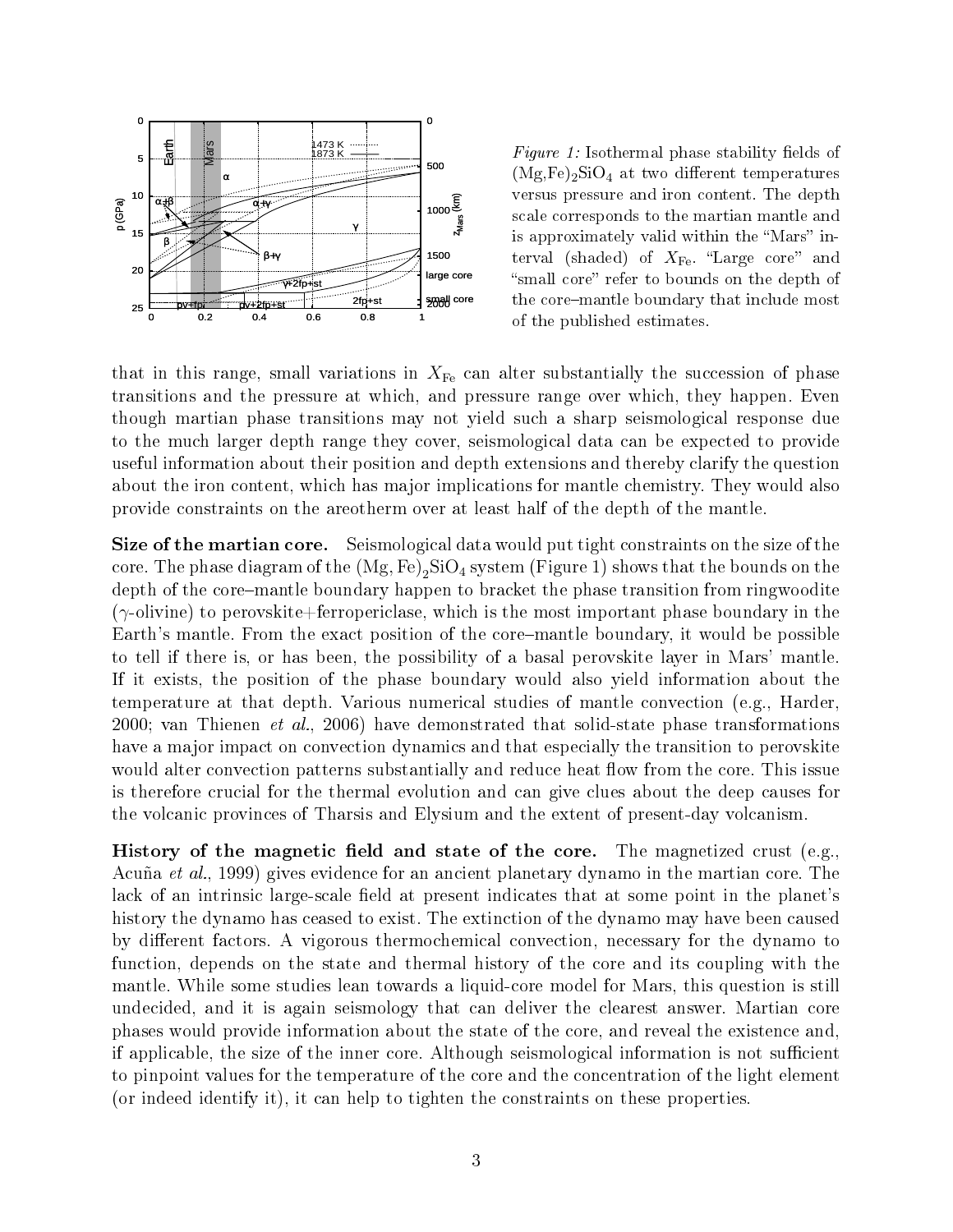*Figure 1:* Isothermal phase stability fields of $(Mg,Fe)_2SiO_4$ at two different temperatures versus pressure and iron content. The depth scale corresponds to the martian mantle and is approximately valid within the "Mars" interval (shaded) of $X_{Fe}$. "Large core" and "small core" refer to bounds on the depth of the core–mantle boundary that include most of the published estimates.

that in this range, small variations in $X_{Fe}$ can alter substantially the succession of phase transitions and the pressure at which, and pressure range over which, they happen. Even though martian phase transitions may not yield such a sharp seismological response due to the much larger depth range they cover, seismological data can be expected to provide useful information about their position and depth extensions and thereby clarify the question about the iron content, which has major implications for mantle chemistry. They would also provide constraints on the areotherm over at least half of the depth of the mantle.

**Size of the martian core.** Seismological data would put tight constraints on the size of the core. The phase diagram of the $(Mg, Fe)_2SiO_4$ system (Figure 1) shows that the bounds on the depth of the core–mantle boundary happen to bracket the phase transition from ringwoodite ($\gamma$-olivine) to perovskite+ferropericlase, which is the most important phase boundary in the Earth's mantle. From the exact position of the core–mantle boundary, it would be possible to tell if there is, or has been, the possibility of a basal perovskite layer in Mars' mantle. If it exists, the position of the phase boundary would also yield information about the temperature at that depth. Various numerical studies of mantle convection (e.g., Harder, 2000; van Thienen *et al.*, 2006) have demonstrated that solid-state phase transformations have a major impact on convection dynamics and that especially the transition to perovskite would alter convection patterns substantially and reduce heat flow from the core. This issue is therefore crucial for the thermal evolution and can give clues about the deep causes for the volcanic provinces of Tharsis and Elysium and the extent of present-day volcanism.

**History of the magnetic field and state of the core.** The magnetized crust (e.g., Acuña *et al.*, 1999) gives evidence for an ancient planetary dynamo in the martian core. The lack of an intrinsic large-scale field at present indicates that at some point in the planet's history the dynamo has ceased to exist. The extinction of the dynamo may have been caused by different factors. A vigorous thermochemical convection, necessary for the dynamo to function, depends on the state and thermal history of the core and its coupling with the mantle. While some studies lean towards a liquid-core model for Mars, this question is still undecided, and it is again seismology that can deliver the clearest answer. Martian core phases would provide information about the state of the core, and reveal the existence and, if applicable, the size of the inner core. Although seismological information is not sufficient to pinpoint values for the temperature of the core and the concentration of the light element (or indeed identify it), it can help to tighten the constraints on these properties.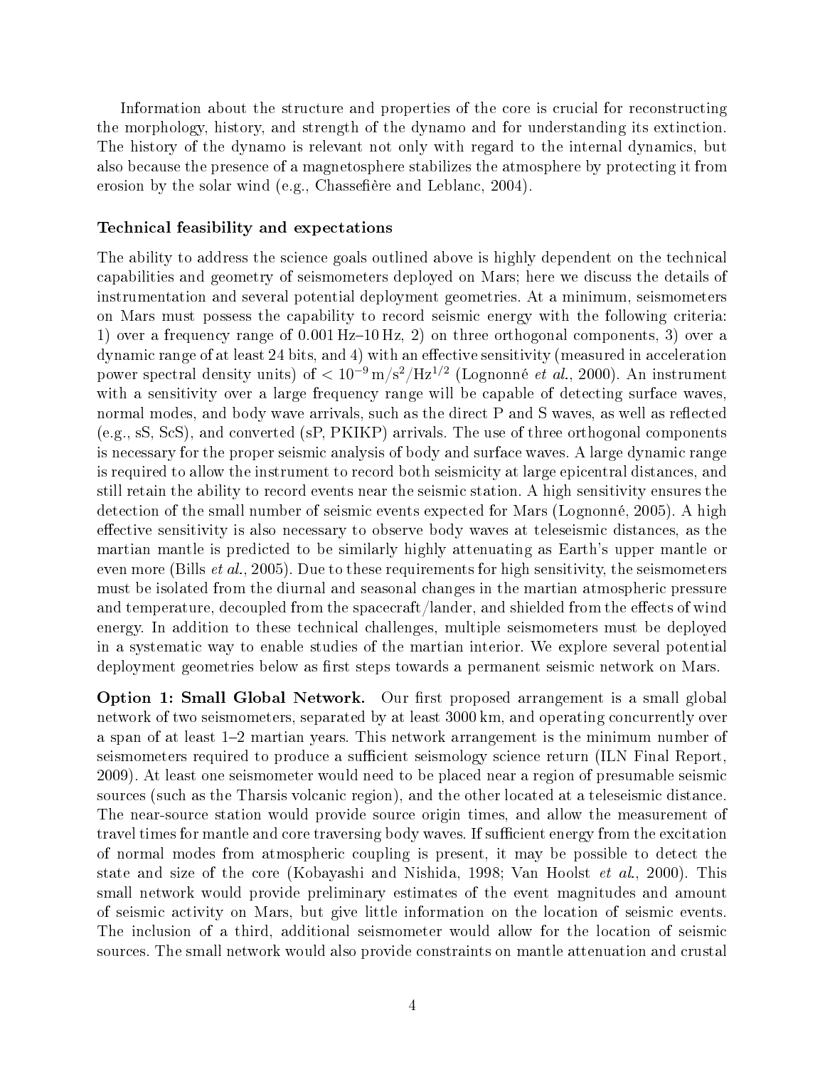Information about the structure and properties of the core is crucial for reconstructing the morphology, history, and strength of the dynamo and for understanding its extinction. The history of the dynamo is relevant not only with regard to the internal dynamics, but also because the presence of a magnetosphere stabilizes the atmosphere by protecting it from erosion by the solar wind (e.g., Chassefière and Leblanc, 2004).

### Technical feasibility and expectations

The ability to address the science goals outlined above is highly dependent on the technical capabilities and geometry of seismometers deployed on Mars; here we discuss the details of instrumentation and several potential deployment geometries. At a minimum, seismometers on Mars must possess the capability to record seismic energy with the following criteria: 1) over a frequency range of 0.001 Hz–10 Hz, 2) on three orthogonal components, 3) over a dynamic range of at least 24 bits, and 4) with an effective sensitivity (measured in acceleration power spectral density units) of $< 10^{-9}\,\mathrm{m/s^2/Hz^{1/2}}$ (Lognonné *et al.*, 2000). An instrument with a sensitivity over a large frequency range will be capable of detecting surface waves, normal modes, and body wave arrivals, such as the direct P and S waves, as well as reflected (e.g., sS, ScS), and converted (sP, PKIKP) arrivals. The use of three orthogonal components is necessary for the proper seismic analysis of body and surface waves. A large dynamic range is required to allow the instrument to record both seismicity at large epicentral distances, and still retain the ability to record events near the seismic station. A high sensitivity ensures the detection of the small number of seismic events expected for Mars (Lognonné, 2005). A high effective sensitivity is also necessary to observe body waves at teleseismic distances, as the martian mantle is predicted to be similarly highly attenuating as Earth's upper mantle or even more (Bills *et al.*, 2005). Due to these requirements for high sensitivity, the seismometers must be isolated from the diurnal and seasonal changes in the martian atmospheric pressure and temperature, decoupled from the spacecraft/lander, and shielded from the effects of wind energy. In addition to these technical challenges, multiple seismometers must be deployed in a systematic way to enable studies of the martian interior. We explore several potential deployment geometries below as first steps towards a permanent seismic network on Mars.

**Option 1: Small Global Network.** Our first proposed arrangement is a small global network of two seismometers, separated by at least 3000 km, and operating concurrently over a span of at least 1–2 martian years. This network arrangement is the minimum number of seismometers required to produce a sufficient seismology science return (ILN Final Report, 2009). At least one seismometer would need to be placed near a region of presumable seismic sources (such as the Tharsis volcanic region), and the other located at a teleseismic distance. The near-source station would provide source origin times, and allow the measurement of travel times for mantle and core traversing body waves. If sufficient energy from the excitation of normal modes from atmospheric coupling is present, it may be possible to detect the state and size of the core (Kobayashi and Nishida, 1998; Van Hoolst *et al.*, 2000). This small network would provide preliminary estimates of the event magnitudes and amount of seismic activity on Mars, but give little information on the location of seismic events. The inclusion of a third, additional seismometer would allow for the location of seismic sources. The small network would also provide constraints on mantle attenuation and crustal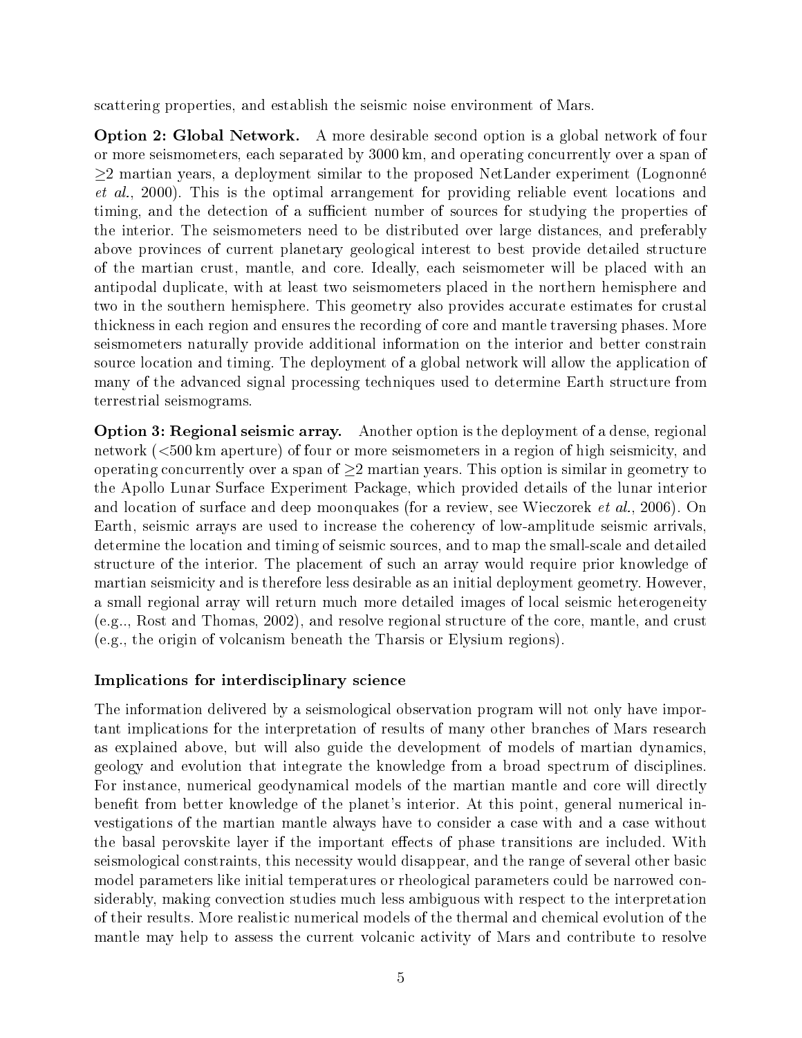scattering properties, and establish the seismic noise environment of Mars.

**Option 2: Global Network.** A more desirable second option is a global network of four or more seismometers, each separated by 3000 km, and operating concurrently over a span of ≥2 martian years, a deployment similar to the proposed NetLander experiment (Lognonné *et al.*, 2000). This is the optimal arrangement for providing reliable event locations and timing, and the detection of a sufficient number of sources for studying the properties of the interior. The seismometers need to be distributed over large distances, and preferably above provinces of current planetary geological interest to best provide detailed structure of the martian crust, mantle, and core. Ideally, each seismometer will be placed with an antipodal duplicate, with at least two seismometers placed in the northern hemisphere and two in the southern hemisphere. This geometry also provides accurate estimates for crustal thickness in each region and ensures the recording of core and mantle traversing phases. More seismometers naturally provide additional information on the interior and better constrain source location and timing. The deployment of a global network will allow the application of many of the advanced signal processing techniques used to determine Earth structure from terrestrial seismograms.

**Option 3: Regional seismic array.** Another option is the deployment of a dense, regional network (<500 km aperture) of four or more seismometers in a region of high seismicity, and operating concurrently over a span of ≥2 martian years. This option is similar in geometry to the Apollo Lunar Surface Experiment Package, which provided details of the lunar interior and location of surface and deep moonquakes (for a review, see Wieczorek *et al.*, 2006). On Earth, seismic arrays are used to increase the coherency of low-amplitude seismic arrivals, determine the location and timing of seismic sources, and to map the small-scale and detailed structure of the interior. The placement of such an array would require prior knowledge of martian seismicity and is therefore less desirable as an initial deployment geometry. However, a small regional array will return much more detailed images of local seismic heterogeneity (e.g.., Rost and Thomas, 2002), and resolve regional structure of the core, mantle, and crust (e.g., the origin of volcanism beneath the Tharsis or Elysium regions).

### Implications for interdisciplinary science

The information delivered by a seismological observation program will not only have important implications for the interpretation of results of many other branches of Mars research as explained above, but will also guide the development of models of martian dynamics, geology and evolution that integrate the knowledge from a broad spectrum of disciplines. For instance, numerical geodynamical models of the martian mantle and core will directly benefit from better knowledge of the planet's interior. At this point, general numerical investigations of the martian mantle always have to consider a case with and a case without the basal perovskite layer if the important effects of phase transitions are included. With seismological constraints, this necessity would disappear, and the range of several other basic model parameters like initial temperatures or rheological parameters could be narrowed considerably, making convection studies much less ambiguous with respect to the interpretation of their results. More realistic numerical models of the thermal and chemical evolution of the mantle may help to assess the current volcanic activity of Mars and contribute to resolve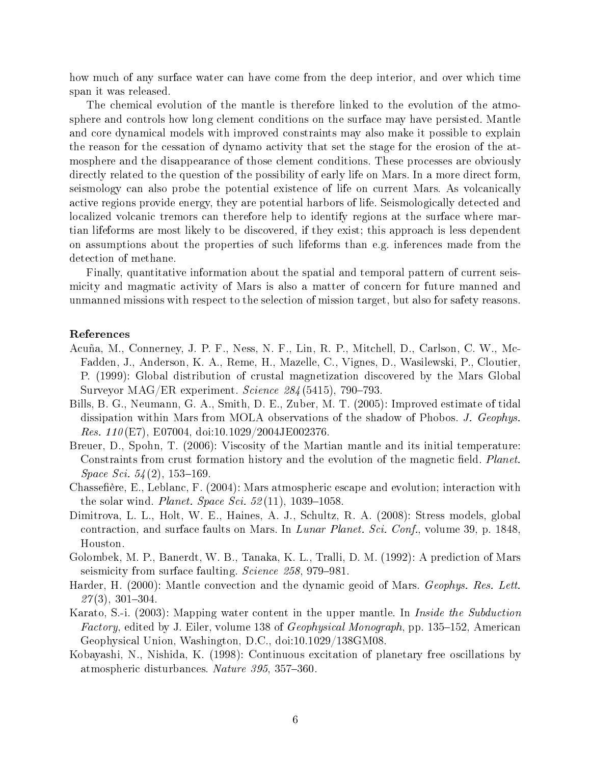how much of any surface water can have come from the deep interior, and over which time span it was released.

The chemical evolution of the mantle is therefore linked to the evolution of the atmosphere and controls how long clement conditions on the surface may have persisted. Mantle and core dynamical models with improved constraints may also make it possible to explain the reason for the cessation of dynamo activity that set the stage for the erosion of the atmosphere and the disappearance of those clement conditions. These processes are obviously directly related to the question of the possibility of early life on Mars. In a more direct form, seismology can also probe the potential existence of life on current Mars. As volcanically active regions provide energy, they are potential harbors of life. Seismologically detected and localized volcanic tremors can therefore help to identify regions at the surface where martian lifeforms are most likely to be discovered, if they exist; this approach is less dependent on assumptions about the properties of such lifeforms than e.g. inferences made from the detection of methane.

Finally, quantitative information about the spatial and temporal pattern of current seismicity and magmatic activity of Mars is also a matter of concern for future manned and unmanned missions with respect to the selection of mission target, but also for safety reasons.

**References**

Acuña, M., Connerney, J. P. F., Ness, N. F., Lin, R. P., Mitchell, D., Carlson, C. W., McFadden, J., Anderson, K. A., Reme, H., Mazelle, C., Vignes, D., Wasilewski, P., Cloutier, P. (1999): Global distribution of crustal magnetization discovered by the Mars Global Surveyor MAG/ER experiment. *Science 284* (5415), 790–793.

Bills, B. G., Neumann, G. A., Smith, D. E., Zuber, M. T. (2005): Improved estimate of tidal dissipation within Mars from MOLA observations of the shadow of Phobos. *J. Geophys. Res. 110* (E7), E07004, doi:10.1029/2004JE002376.

Breuer, D., Spohn, T. (2006): Viscosity of the Martian mantle and its initial temperature: Constraints from crust formation history and the evolution of the magnetic field. *Planet. Space Sci. 54* (2), 153–169.

Chassefière, E., Leblanc, F. (2004): Mars atmospheric escape and evolution; interaction with the solar wind. *Planet. Space Sci. 52* (11), 1039–1058.

Dimitrova, L. L., Holt, W. E., Haines, A. J., Schultz, R. A. (2008): Stress models, global contraction, and surface faults on Mars. In *Lunar Planet. Sci. Conf.*, volume 39, p. 1848, Houston.

Golombek, M. P., Banerdt, W. B., Tanaka, K. L., Tralli, D. M. (1992): A prediction of Mars seismicity from surface faulting. *Science 258*, 979–981.

Harder, H. (2000): Mantle convection and the dynamic geoid of Mars. *Geophys. Res. Lett. 27* (3), 301–304.

Karato, S.-i. (2003): Mapping water content in the upper mantle. In *Inside the Subduction Factory*, edited by J. Eiler, volume 138 of *Geophysical Monograph*, pp. 135–152, American Geophysical Union, Washington, D.C., doi:10.1029/138GM08.

Kobayashi, N., Nishida, K. (1998): Continuous excitation of planetary free oscillations by atmospheric disturbances. *Nature 395*, 357–360.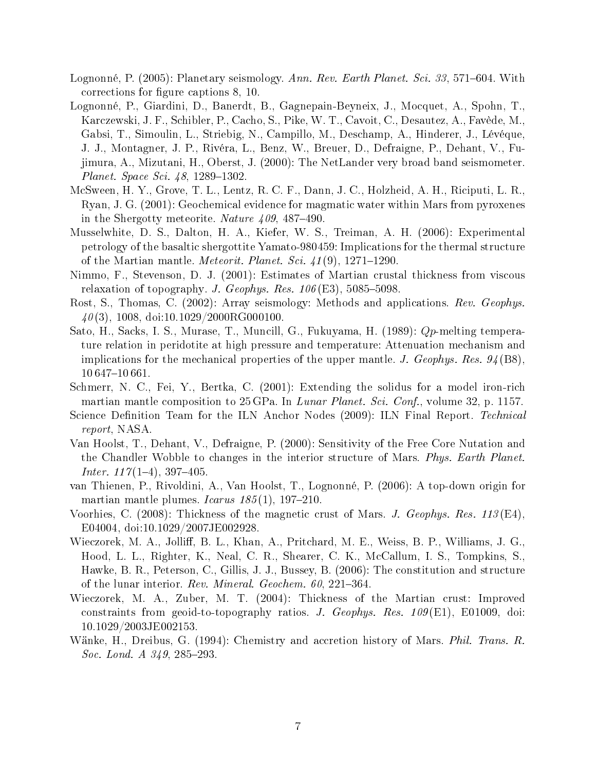Lognonné, P. (2005): Planetary seismology. *Ann. Rev. Earth Planet. Sci. 33*, 571–604. With corrections for figure captions 8, 10.

Lognonné, P., Giardini, D., Banerdt, B., Gagnepain-Beyneix, J., Mocquet, A., Spohn, T., Karczewski, J. F., Schibler, P., Cacho, S., Pike, W. T., Cavoit, C., Desautez, A., Favède, M., Gabsi, T., Simoulin, L., Striebig, N., Campillo, M., Deschamp, A., Hinderer, J., Lévéque, J. J., Montagner, J. P., Rivéra, L., Benz, W., Breuer, D., Defraigne, P., Dehant, V., Fujimura, A., Mizutani, H., Oberst, J. (2000): The NetLander very broad band seismometer. *Planet. Space Sci. 48*, 1289–1302.

McSween, H. Y., Grove, T. L., Lentz, R. C. F., Dann, J. C., Holzheid, A. H., Riciputi, L. R., Ryan, J. G. (2001): Geochemical evidence for magmatic water within Mars from pyroxenes in the Shergotty meteorite. *Nature 409*, 487–490.

Musselwhite, D. S., Dalton, H. A., Kiefer, W. S., Treiman, A. H. (2006): Experimental petrology of the basaltic shergottite Yamato-980459: Implications for the thermal structure of the Martian mantle. *Meteorit. Planet. Sci. 41*(9), 1271–1290.

Nimmo, F., Stevenson, D. J. (2001): Estimates of Martian crustal thickness from viscous relaxation of topography. *J. Geophys. Res. 106*(E3), 5085–5098.

Rost, S., Thomas, C. (2002): Array seismology: Methods and applications. *Rev. Geophys. 40*(3), 1008, doi:10.1029/2000RG000100.

Sato, H., Sacks, I. S., Murase, T., Muncill, G., Fukuyama, H. (1989): *Qp*-melting temperature relation in peridotite at high pressure and temperature: Attenuation mechanism and implications for the mechanical properties of the upper mantle. *J. Geophys. Res. 94*(B8), 10 647–10 661.

Schmerr, N. C., Fei, Y., Bertka, C. (2001): Extending the solidus for a model iron-rich martian mantle composition to 25 GPa. In *Lunar Planet. Sci. Conf.*, volume 32, p. 1157.

Science Definition Team for the ILN Anchor Nodes (2009): ILN Final Report. *Technical report*, NASA.

Van Hoolst, T., Dehant, V., Defraigne, P. (2000): Sensitivity of the Free Core Nutation and the Chandler Wobble to changes in the interior structure of Mars. *Phys. Earth Planet. Inter. 117*(1–4), 397–405.

van Thienen, P., Rivoldini, A., Van Hoolst, T., Lognonné, P. (2006): A top-down origin for martian mantle plumes. *Icarus 185*(1), 197–210.

Voorhies, C. (2008): Thickness of the magnetic crust of Mars. *J. Geophys. Res. 113*(E4), E04004, doi:10.1029/2007JE002928.

Wieczorek, M. A., Jolliff, B. L., Khan, A., Pritchard, M. E., Weiss, B. P., Williams, J. G., Hood, L. L., Righter, K., Neal, C. R., Shearer, C. K., McCallum, I. S., Tompkins, S., Hawke, B. R., Peterson, C., Gillis, J. J., Bussey, B. (2006): The constitution and structure of the lunar interior. *Rev. Mineral. Geochem. 60*, 221–364.

Wieczorek, M. A., Zuber, M. T. (2004): Thickness of the Martian crust: Improved constraints from geoid-to-topography ratios. *J. Geophys. Res. 109*(E1), E01009, doi:10.1029/2003JE002153.

Wänke, H., Dreibus, G. (1994): Chemistry and accretion history of Mars. *Phil. Trans. R. Soc. Lond. A 349*, 285–293.